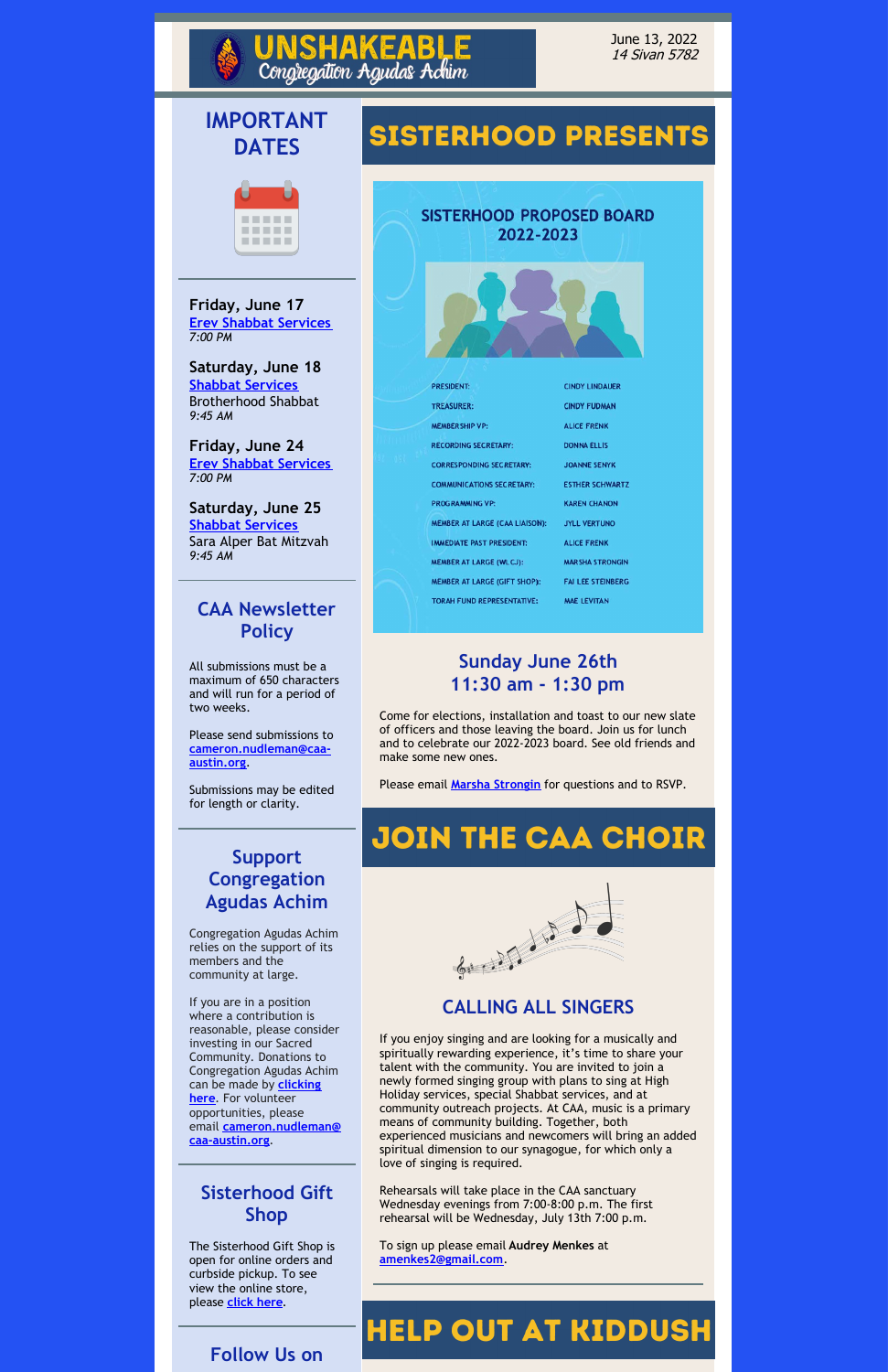# UNSHAKEABLE
Congregation Agudas Achim

June 13, 2022
*14 Sivan 5782*

## IMPORTANT DATES

**Friday, June 17**
Erev Shabbat Services
*7:00 PM*

**Saturday, June 18**
Shabbat Services
Brotherhood Shabbat
*9:45 AM*

**Friday, June 24**
Erev Shabbat Services
*7:00 PM*

**Saturday, June 25**
Shabbat Services
Sara Alper Bat Mitzvah
*9:45 AM*

## CAA Newsletter Policy

All submissions must be a maximum of 650 characters and will run for a period of two weeks.

Please send submissions to **cameron.nudleman@caa-austin.org**.

Submissions may be edited for length or clarity.

## Support Congregation Agudas Achim

Congregation Agudas Achim relies on the support of its members and the community at large.

If you are in a position where a contribution is reasonable, please consider investing in our Sacred Community. Donations to Congregation Agudas Achim can be made by **clicking here**. For volunteer opportunities, please email **cameron.nudleman@caa-austin.org**.

## Sisterhood Gift Shop

The Sisterhood Gift Shop is open for online orders and curbside pickup. To see view the online store, please **click here**.

## Follow Us on

# SISTERHOOD PRESENTS

### SISTERHOOD PROPOSED BOARD 2022-2023

| | |
|---|---|
| PRESIDENT: | CINDY LINDAUER |
| TREASURER: | CINDY FUDMAN |
| MEMBERSHIP VP: | ALICE FRENK |
| RECORDING SECRETARY: | DONNA ELLIS |
| CORRESPONDING SECRETARY: | JOANNE SENYK |
| COMMUNICATIONS SECRETARY: | ESTHER SCHWARTZ |
| PROGRAMMING VP: | KAREN CHANON |
| MEMBER AT LARGE (CAA LIAISON): | JYLL VERTUNO |
| IMMEDIATE PAST PRESIDENT: | ALICE FRENK |
| MEMBER AT LARGE (WLCJ): | MARSHA STRONGIN |
| MEMBER AT LARGE (GIFT SHOP): | FAI LEE STEINBERG |
| TORAH FUND REPRESENTATIVE: | MAE LEVITAN |

### Sunday June 26th
### 11:30 am - 1:30 pm

Come for elections, installation and toast to our new slate of officers and those leaving the board. Join us for lunch and to celebrate our 2022-2023 board. See old friends and make some new ones.

Please email Marsha Strongin for questions and to RSVP.

# JOIN THE CAA CHOIR

### CALLING ALL SINGERS

If you enjoy singing and are looking for a musically and spiritually rewarding experience, it's time to share your talent with the community. You are invited to join a newly formed singing group with plans to sing at High Holiday services, special Shabbat services, and at community outreach projects. At CAA, music is a primary means of community building. Together, both experienced musicians and newcomers will bring an added spiritual dimension to our synagogue, for which only a love of singing is required.

Rehearsals will take place in the CAA sanctuary Wednesday evenings from 7:00-8:00 p.m. The first rehearsal will be Wednesday, July 13th 7:00 p.m.

To sign up please email **Audrey Menkes** at **amenkes2@gmail.com**.

# HELP OUT AT KIDDUSH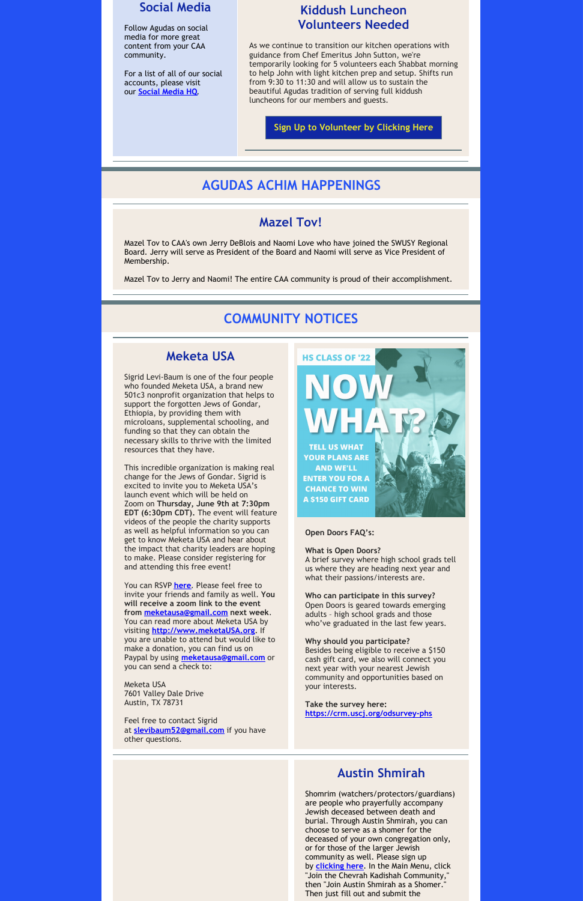## Social Media

Follow Agudas on social media for more great content from your CAA community.

For a list of all of our social accounts, please visit our Social Media HQ.

## Kiddush Luncheon Volunteers Needed

As we continue to transition our kitchen operations with guidance from Chef Emeritus John Sutton, we're temporarily looking for 5 volunteers each Shabbat morning to help John with light kitchen prep and setup. Shifts run from 9:30 to 11:30 and will allow us to sustain the beautiful Agudas tradition of serving full kiddush luncheons for our members and guests.

Sign Up to Volunteer by Clicking Here

# AGUDAS ACHIM HAPPENINGS

## Mazel Tov!

Mazel Tov to CAA's own Jerry DeBlois and Naomi Love who have joined the SWUSY Regional Board. Jerry will serve as President of the Board and Naomi will serve as Vice President of Membership.

Mazel Tov to Jerry and Naomi! The entire CAA community is proud of their accomplishment.

# COMMUNITY NOTICES

## Meketa USA

Sigrid Levi-Baum is one of the four people who founded Meketa USA, a brand new 501c3 nonprofit organization that helps to support the forgotten Jews of Gondar, Ethiopia, by providing them with microloans, supplemental schooling, and funding so that they can obtain the necessary skills to thrive with the limited resources that they have.

This incredible organization is making real change for the Jews of Gondar. Sigrid is excited to invite you to Meketa USA's launch event which will be held on Zoom on **Thursday, June 9th at 7:30pm EDT (6:30pm CDT).** The event will feature videos of the people the charity supports as well as helpful information so you can get to know Meketa USA and hear about the impact that charity leaders are hoping to make. Please consider registering for and attending this free event!

You can RSVP **here**. Please feel free to invite your friends and family as well. **You will receive a zoom link to the event from meketausa@gmail.com next week**. You can read more about Meketa USA by visiting **http://www.meketaUSA.org**. If you are unable to attend but would like to make a donation, you can find us on Paypal by using **meketausa@gmail.com** or you can send a check to:

Meketa USA
7601 Valley Dale Drive
Austin, TX 78731

Feel free to contact Sigrid at **slevibaum52@gmail.com** if you have other questions.

HS CLASS OF '22

NOW WHAT?

TELL US WHAT YOUR PLANS ARE AND WE'LL ENTER YOU FOR A CHANCE TO WIN A $150 GIFT CARD

**Open Doors FAQ's:**

**What is Open Doors?**
A brief survey where high school grads tell us where they are heading next year and what their passions/interests are.

**Who can participate in this survey?**
Open Doors is geared towards emerging adults - high school grads and those who've graduated in the last few years.

**Why should you participate?**
Besides being eligible to receive a $150 cash gift card, we also will connect you next year with your nearest Jewish community and opportunities based on your interests.

**Take the survey here:**
https://crm.uscj.org/odsurvey-phs

## Austin Shmirah

Shomrim (watchers/protectors/guardians) are people who prayerfully accompany Jewish deceased between death and burial. Through Austin Shmirah, you can choose to serve as a shomer for the deceased of your own congregation only, or for those of the larger Jewish community as well. Please sign up by clicking here. In the Main Menu, click "Join the Chevrah Kadishah Community," then "Join Austin Shmirah as a Shomer." Then just fill out and submit the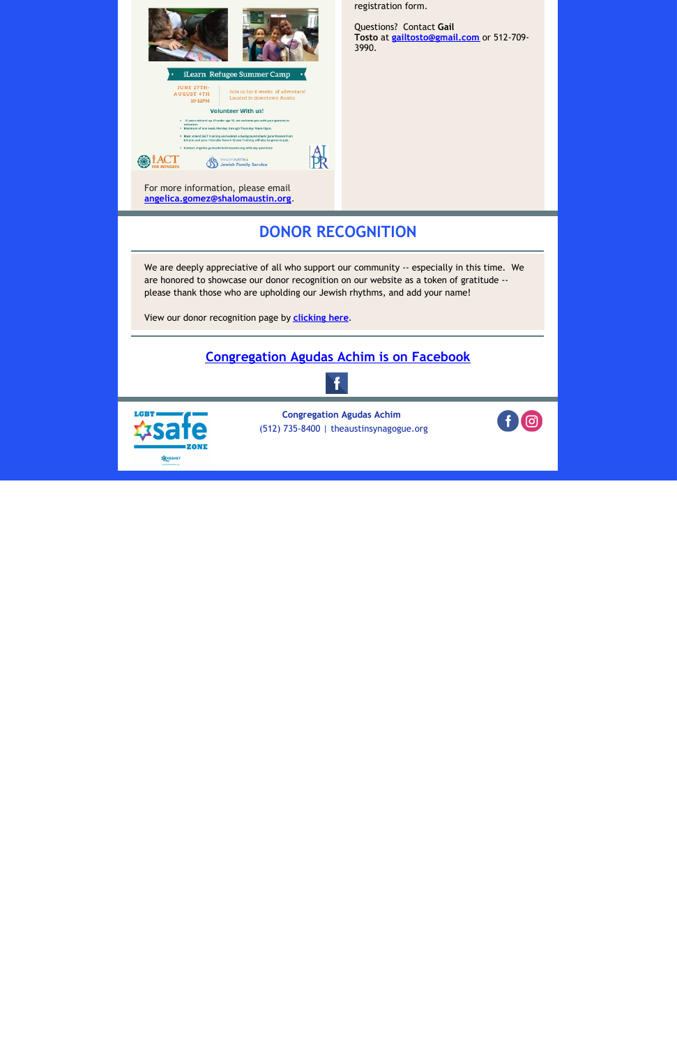iLearn Refugee Summer Camp

JUNE 27TH- AUGUST 4TH 10-12PM

Join us for 6 weeks of adventure! Located in downtown Austin

Volunteer With us!

For more information, please email **angelica.gomez@shalomaustin.org**.

registration form.

Questions? Contact **Gail Tosto** at gailtosto@gmail.com or 512-709-3990.

## DONOR RECOGNITION

We are deeply appreciative of all who support our community -- especially in this time. We are honored to showcase our donor recognition on our website as a token of gratitude -- please thank those who are upholding our Jewish rhythms, and add your name!

View our donor recognition page by **clicking here**.

**Congregation Agudas Achim is on Facebook**

LGBT safe ZONE

**Congregation Agudas Achim**

(512) 735-8400 | theaustinsynagogue.org